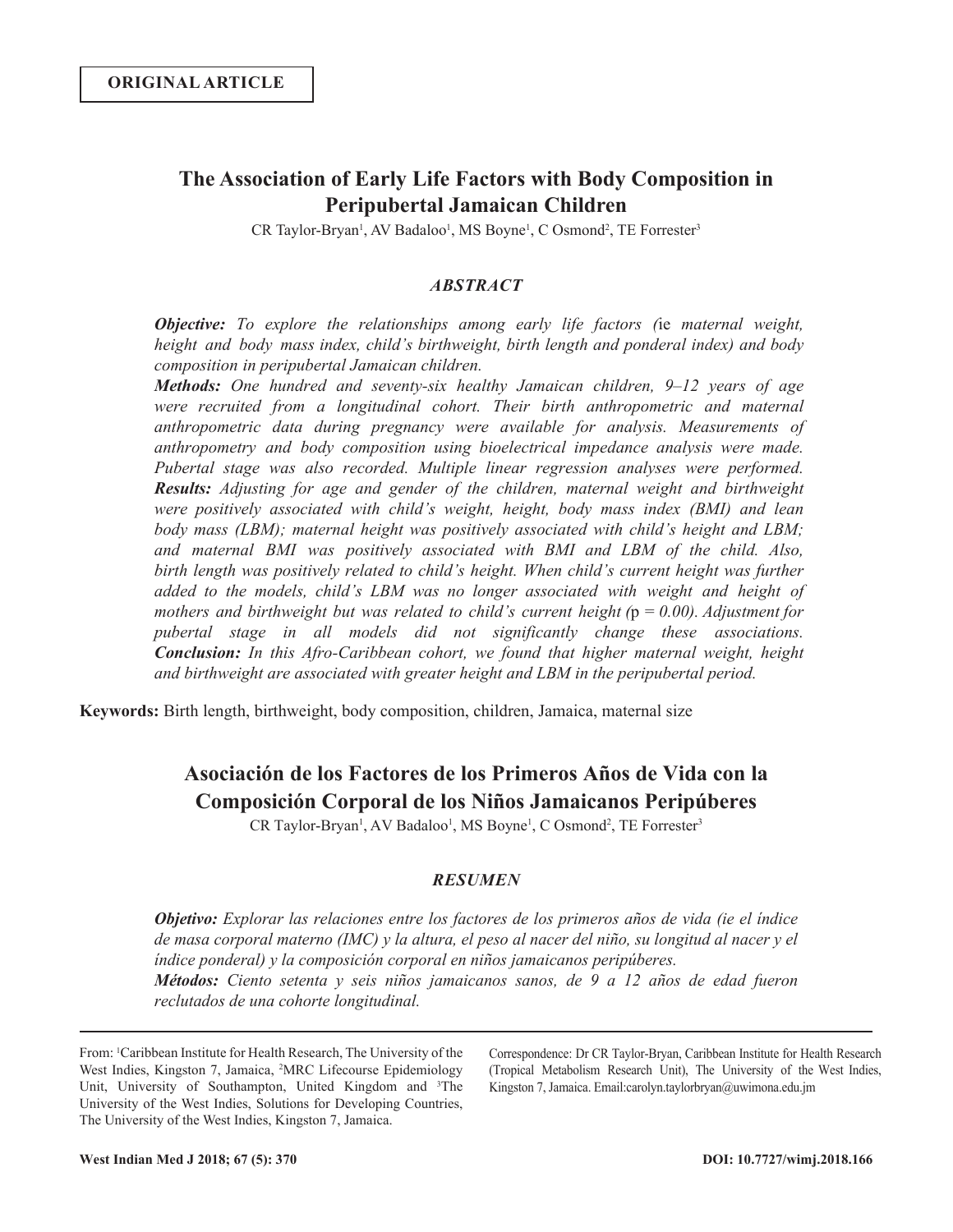**ORIGINAL ARTICLE**

# The Association of Early Life Factors with Body Composition in Peripubertal Jamaican Children

CR Taylor-Bryan[1], AV Badaloo[1], MS Boyne[1], C Osmond[2], TE Forrester[3]

### *ABSTRACT*

***Objective:*** *To explore the relationships among early life factors (*ie *maternal weight, height and body mass index, child's birthweight, birth length and ponderal index) and body composition in peripubertal Jamaican children.*

***Methods:*** *One hundred and seventy-six healthy Jamaican children, 9–12 years of age were recruited from a longitudinal cohort. Their birth anthropometric and maternal anthropometric data during pregnancy were available for analysis. Measurements of anthropometry and body composition using bioelectrical impedance analysis were made. Pubertal stage was also recorded. Multiple linear regression analyses were performed.*

***Results:*** *Adjusting for age and gender of the children, maternal weight and birthweight were positively associated with child's weight, height, body mass index (BMI) and lean body mass (LBM); maternal height was positively associated with child's height and LBM; and maternal BMI was positively associated with BMI and LBM of the child. Also, birth length was positively related to child's height. When child's current height was further added to the models, child's LBM was no longer associated with weight and height of mothers and birthweight but was related to child's current height (*$p = 0.00$*). Adjustment for pubertal stage in all models did not significantly change these associations.*

***Conclusion:*** *In this Afro-Caribbean cohort, we found that higher maternal weight, height and birthweight are associated with greater height and LBM in the peripubertal period.*

**Keywords:** Birth length, birthweight, body composition, children, Jamaica, maternal size

# Asociación de los Factores de los Primeros Años de Vida con la Composición Corporal de los Niños Jamaicanos Peripúberes

CR Taylor-Bryan[1], AV Badaloo[1], MS Boyne[1], C Osmond[2], TE Forrester[3]

### *RESUMEN*

***Objetivo:*** *Explorar las relaciones entre los factores de los primeros años de vida (ie el índice de masa corporal materno (IMC) y la altura, el peso al nacer del niño, su longitud al nacer y el índice ponderal) y la composición corporal en niños jamaicanos peripúberes.*

***Métodos:*** *Ciento setenta y seis niños jamaicanos sanos, de 9 a 12 años de edad fueron reclutados de una cohorte longitudinal.*

---

From: [1]Caribbean Institute for Health Research, The University of the West Indies, Kingston 7, Jamaica, [2]MRC Lifecourse Epidemiology Unit, University of Southampton, United Kingdom and [3]The University of the West Indies, Solutions for Developing Countries, The University of the West Indies, Kingston 7, Jamaica.

Correspondence: Dr CR Taylor-Bryan, Caribbean Institute for Health Research (Tropical Metabolism Research Unit), The University of the West Indies, Kingston 7, Jamaica. Email:carolyn.taylorbryan@uwimona.edu.jm

DOI: 10.7727/wimj.2018.166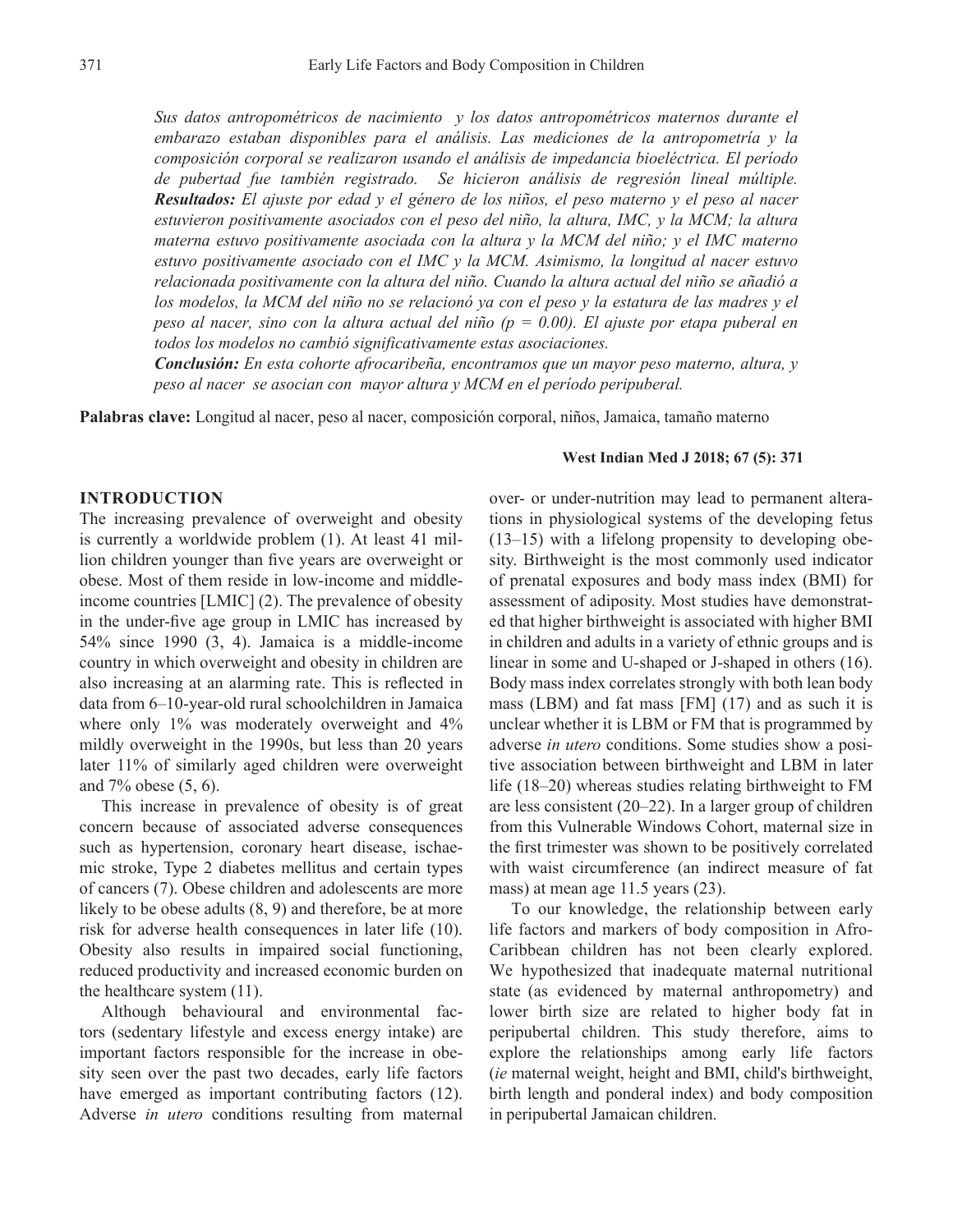*Sus datos antropométricos de nacimiento y los datos antropométricos maternos durante el embarazo estaban disponibles para el análisis. Las mediciones de la antropometría y la composición corporal se realizaron usando el análisis de impedancia bioeléctrica. El período de pubertad fue también registrado. Se hicieron análisis de regresión lineal múltiple.*
***Resultados:*** *El ajuste por edad y el género de los niños, el peso materno y el peso al nacer estuvieron positivamente asociados con el peso del niño, la altura, IMC, y la MCM; la altura materna estuvo positivamente asociada con la altura y la MCM del niño; y el IMC materno estuvo positivamente asociado con el IMC y la MCM. Asimismo, la longitud al nacer estuvo relacionada positivamente con la altura del niño. Cuando la altura actual del niño se añadió a los modelos, la MCM del niño no se relacionó ya con el peso y la estatura de las madres y el peso al nacer, sino con la altura actual del niño (p = 0.00). El ajuste por etapa puberal en todos los modelos no cambió significativamente estas asociaciones.*
***Conclusión:*** *En esta cohorte afrocaribeña, encontramos que un mayor peso materno, altura, y peso al nacer se asocian con mayor altura y MCM en el período peripuberal.*

**Palabras clave:** Longitud al nacer, peso al nacer, composición corporal, niños, Jamaica, tamaño materno

## INTRODUCTION

The increasing prevalence of overweight and obesity is currently a worldwide problem (1). At least 41 million children younger than five years are overweight or obese. Most of them reside in low-income and middle-income countries [LMIC] (2). The prevalence of obesity in the under-five age group in LMIC has increased by 54% since 1990 (3, 4). Jamaica is a middle-income country in which overweight and obesity in children are also increasing at an alarming rate. This is reflected in data from 6–10-year-old rural schoolchildren in Jamaica where only 1% was moderately overweight and 4% mildly overweight in the 1990s, but less than 20 years later 11% of similarly aged children were overweight and 7% obese (5, 6).

This increase in prevalence of obesity is of great concern because of associated adverse consequences such as hypertension, coronary heart disease, ischaemic stroke, Type 2 diabetes mellitus and certain types of cancers (7). Obese children and adolescents are more likely to be obese adults (8, 9) and therefore, be at more risk for adverse health consequences in later life (10). Obesity also results in impaired social functioning, reduced productivity and increased economic burden on the healthcare system (11).

Although behavioural and environmental factors (sedentary lifestyle and excess energy intake) are important factors responsible for the increase in obesity seen over the past two decades, early life factors have emerged as important contributing factors (12). Adverse *in utero* conditions resulting from maternal over- or under-nutrition may lead to permanent alterations in physiological systems of the developing fetus (13–15) with a lifelong propensity to developing obesity. Birthweight is the most commonly used indicator of prenatal exposures and body mass index (BMI) for assessment of adiposity. Most studies have demonstrated that higher birthweight is associated with higher BMI in children and adults in a variety of ethnic groups and is linear in some and U-shaped or J-shaped in others (16). Body mass index correlates strongly with both lean body mass (LBM) and fat mass [FM] (17) and as such it is unclear whether it is LBM or FM that is programmed by adverse *in utero* conditions. Some studies show a positive association between birthweight and LBM in later life (18–20) whereas studies relating birthweight to FM are less consistent (20–22). In a larger group of children from this Vulnerable Windows Cohort, maternal size in the first trimester was shown to be positively correlated with waist circumference (an indirect measure of fat mass) at mean age 11.5 years (23).

To our knowledge, the relationship between early life factors and markers of body composition in Afro-Caribbean children has not been clearly explored. We hypothesized that inadequate maternal nutritional state (as evidenced by maternal anthropometry) and lower birth size are related to higher body fat in peripubertal children. This study therefore, aims to explore the relationships among early life factors (*ie* maternal weight, height and BMI, child's birthweight, birth length and ponderal index) and body composition in peripubertal Jamaican children.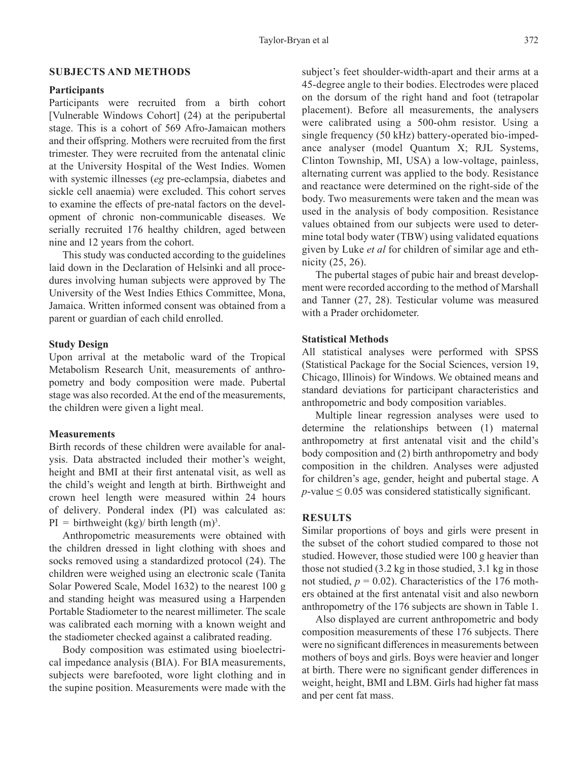## SUBJECTS AND METHODS

### Participants

Participants were recruited from a birth cohort [Vulnerable Windows Cohort] (24) at the peripubertal stage. This is a cohort of 569 Afro-Jamaican mothers and their offspring. Mothers were recruited from the first trimester. They were recruited from the antenatal clinic at the University Hospital of the West Indies. Women with systemic illnesses (*eg* pre-eclampsia, diabetes and sickle cell anaemia) were excluded. This cohort serves to examine the effects of pre-natal factors on the development of chronic non-communicable diseases. We serially recruited 176 healthy children, aged between nine and 12 years from the cohort.

This study was conducted according to the guidelines laid down in the Declaration of Helsinki and all procedures involving human subjects were approved by The University of the West Indies Ethics Committee, Mona, Jamaica. Written informed consent was obtained from a parent or guardian of each child enrolled.

### Study Design

Upon arrival at the metabolic ward of the Tropical Metabolism Research Unit, measurements of anthropometry and body composition were made. Pubertal stage was also recorded. At the end of the measurements, the children were given a light meal.

### Measurements

Birth records of these children were available for analysis. Data abstracted included their mother's weight, height and BMI at their first antenatal visit, as well as the child's weight and length at birth. Birthweight and crown heel length were measured within 24 hours of delivery. Ponderal index (PI) was calculated as: PI = birthweight (kg)/ birth length (m)$^3$.

Anthropometric measurements were obtained with the children dressed in light clothing with shoes and socks removed using a standardized protocol (24). The children were weighed using an electronic scale (Tanita Solar Powered Scale, Model 1632) to the nearest 100 g and standing height was measured using a Harpenden Portable Stadiometer to the nearest millimeter. The scale was calibrated each morning with a known weight and the stadiometer checked against a calibrated reading.

Body composition was estimated using bioelectrical impedance analysis (BIA). For BIA measurements, subjects were barefooted, wore light clothing and in the supine position. Measurements were made with the subject's feet shoulder-width-apart and their arms at a 45-degree angle to their bodies. Electrodes were placed on the dorsum of the right hand and foot (tetrapolar placement). Before all measurements, the analysers were calibrated using a 500-ohm resistor. Using a single frequency (50 kHz) battery-operated bio-impedance analyser (model Quantum X; RJL Systems, Clinton Township, MI, USA) a low-voltage, painless, alternating current was applied to the body. Resistance and reactance were determined on the right-side of the body. Two measurements were taken and the mean was used in the analysis of body composition. Resistance values obtained from our subjects were used to determine total body water (TBW) using validated equations given by Luke *et al* for children of similar age and ethnicity (25, 26).

The pubertal stages of pubic hair and breast development were recorded according to the method of Marshall and Tanner (27, 28). Testicular volume was measured with a Prader orchidometer.

### Statistical Methods

All statistical analyses were performed with SPSS (Statistical Package for the Social Sciences, version 19, Chicago, Illinois) for Windows. We obtained means and standard deviations for participant characteristics and anthropometric and body composition variables.

Multiple linear regression analyses were used to determine the relationships between (1) maternal anthropometry at first antenatal visit and the child's body composition and (2) birth anthropometry and body composition in the children. Analyses were adjusted for children's age, gender, height and pubertal stage. A $p$-value $\leq 0.05$ was considered statistically significant.

## RESULTS

Similar proportions of boys and girls were present in the subset of the cohort studied compared to those not studied. However, those studied were 100 g heavier than those not studied (3.2 kg in those studied, 3.1 kg in those not studied, $p = 0.02$). Characteristics of the 176 mothers obtained at the first antenatal visit and also newborn anthropometry of the 176 subjects are shown in Table 1.

Also displayed are current anthropometric and body composition measurements of these 176 subjects. There were no significant differences in measurements between mothers of boys and girls. Boys were heavier and longer at birth. There were no significant gender differences in weight, height, BMI and LBM. Girls had higher fat mass and per cent fat mass.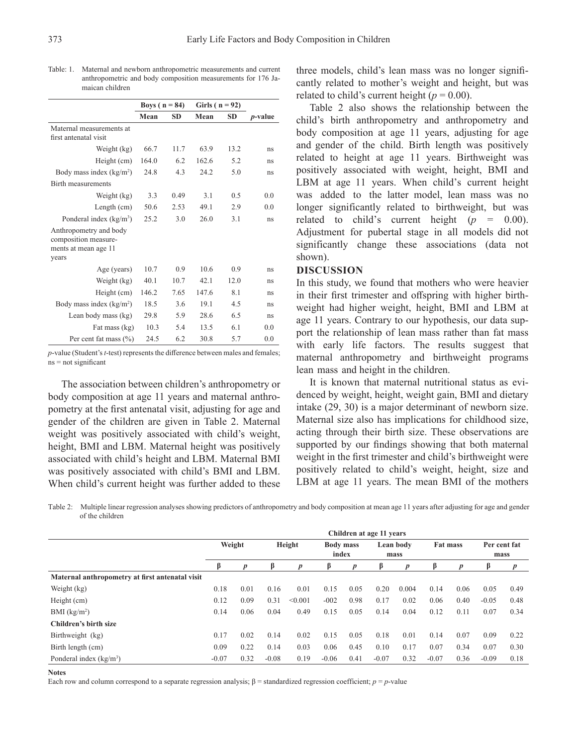Table: 1. Maternal and newborn anthropometric measurements and current anthropometric and body composition measurements for 176 Jamaican children

| | Boys ( n = 84) | | Girls ( n = 92) | | |
|---|---|---|---|---|---|
| | Mean | SD | Mean | SD | *p*-value |
| Maternal measurements at first antenatal visit | | | | | |
| Weight (kg) | 66.7 | 11.7 | 63.9 | 13.2 | ns |
| Height (cm) | 164.0 | 6.2 | 162.6 | 5.2 | ns |
| Body mass index (kg/m$^2$) | 24.8 | 4.3 | 24.2 | 5.0 | ns |
| Birth measurements | | | | | |
| Weight (kg) | 3.3 | 0.49 | 3.1 | 0.5 | 0.0 |
| Length (cm) | 50.6 | 2.53 | 49.1 | 2.9 | 0.0 |
| Ponderal index (kg/m$^3$) | 25.2 | 3.0 | 26.0 | 3.1 | ns |
| Anthropometry and body composition measurements at mean age 11 years | | | | | |
| Age (years) | 10.7 | 0.9 | 10.6 | 0.9 | ns |
| Weight (kg) | 40.1 | 10.7 | 42.1 | 12.0 | ns |
| Height (cm) | 146.2 | 7.65 | 147.6 | 8.1 | ns |
| Body mass index (kg/m$^2$) | 18.5 | 3.6 | 19.1 | 4.5 | ns |
| Lean body mass (kg) | 29.8 | 5.9 | 28.6 | 6.5 | ns |
| Fat mass (kg) | 10.3 | 5.4 | 13.5 | 6.1 | 0.0 |
| Per cent fat mass (%) | 24.5 | 6.2 | 30.8 | 5.7 | 0.0 |

*p*-value (Student's *t*-test) represents the difference between males and females; ns = not significant

The association between children's anthropometry or body composition at age 11 years and maternal anthropometry at the first antenatal visit, adjusting for age and gender of the children are given in Table 2. Maternal weight was positively associated with child's weight, height, BMI and LBM. Maternal height was positively associated with child's height and LBM. Maternal BMI was positively associated with child's BMI and LBM. When child's current height was further added to these three models, child's lean mass was no longer significantly related to mother's weight and height, but was related to child's current height ($p = 0.00$).

Table 2 also shows the relationship between the child's birth anthropometry and anthropometry and body composition at age 11 years, adjusting for age and gender of the child. Birth length was positively related to height at age 11 years. Birthweight was positively associated with weight, height, BMI and LBM at age 11 years. When child's current height was added to the latter model, lean mass was no longer significantly related to birthweight, but was related to child's current height ($p = 0.00$). Adjustment for pubertal stage in all models did not significantly change these associations (data not shown).

## DISCUSSION

In this study, we found that mothers who were heavier in their first trimester and offspring with higher birthweight had higher weight, height, BMI and LBM at age 11 years. Contrary to our hypothesis, our data support the relationship of lean mass rather than fat mass with early life factors. The results suggest that maternal anthropometry and birthweight programs lean mass and height in the children.

It is known that maternal nutritional status as evidenced by weight, height, weight gain, BMI and dietary intake (29, 30) is a major determinant of newborn size. Maternal size also has implications for childhood size, acting through their birth size. These observations are supported by our findings showing that both maternal weight in the first trimester and child's birthweight were positively related to child's weight, height, size and LBM at age 11 years. The mean BMI of the mothers

Table 2: Multiple linear regression analyses showing predictors of anthropometry and body composition at mean age 11 years after adjusting for age and gender of the children

| | Children at age 11 years | | | | | | | | | | | |
|---|---|---|---|---|---|---|---|---|---|---|---|---|
| | Weight | | Height | | Body mass index | | Lean body mass | | Fat mass | | Per cent fat mass | |
| | β | *p* | β | *p* | β | *p* | β | *p* | β | *p* | β | *p* |
| **Maternal anthropometry at first antenatal visit** | | | | | | | | | | | | |
| Weight (kg) | 0.18 | 0.01 | 0.16 | 0.01 | 0.15 | 0.05 | 0.20 | 0.004 | 0.14 | 0.06 | 0.05 | 0.49 |
| Height (cm) | 0.12 | 0.09 | 0.31 | <0.001 | -002 | 0.98 | 0.17 | 0.02 | 0.06 | 0.40 | -0.05 | 0.48 |
| BMI (kg/m$^2$) | 0.14 | 0.06 | 0.04 | 0.49 | 0.15 | 0.05 | 0.14 | 0.04 | 0.12 | 0.11 | 0.07 | 0.34 |
| **Children's birth size** | | | | | | | | | | | | |
| Birthweight (kg) | 0.17 | 0.02 | 0.14 | 0.02 | 0.15 | 0.05 | 0.18 | 0.01 | 0.14 | 0.07 | 0.09 | 0.22 |
| Birth length (cm) | 0.09 | 0.22 | 0.14 | 0.03 | 0.06 | 0.45 | 0.10 | 0.17 | 0.07 | 0.34 | 0.07 | 0.30 |
| Ponderal index (kg/m$^3$) | -0.07 | 0.32 | -0.08 | 0.19 | -0.06 | 0.41 | -0.07 | 0.32 | -0.07 | 0.36 | -0.09 | 0.18 |

**Notes**

Each row and column correspond to a separate regression analysis; β = standardized regression coefficient; *p* = *p*-value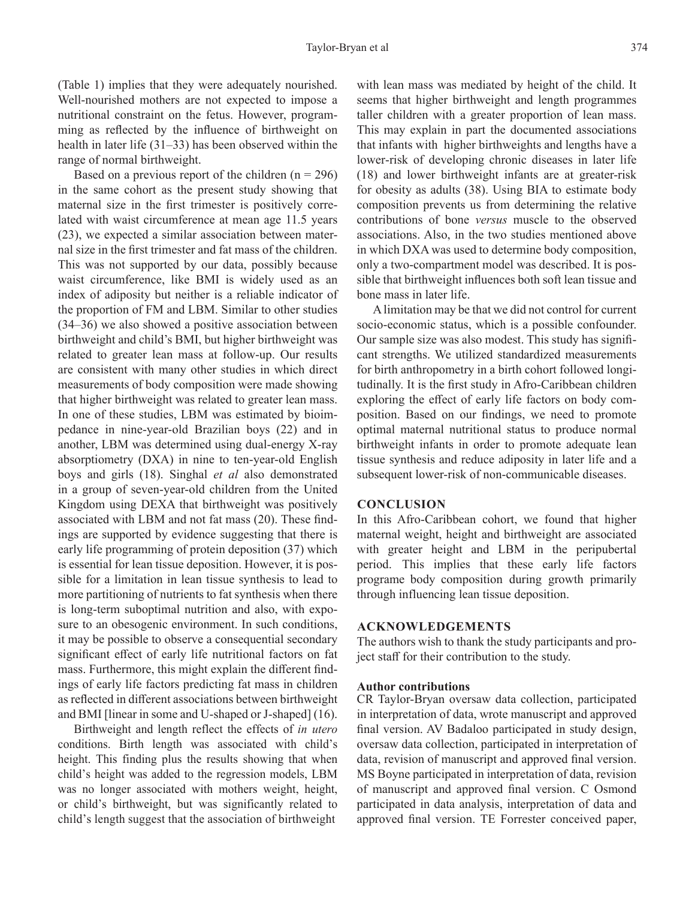(Table 1) implies that they were adequately nourished. Well-nourished mothers are not expected to impose a nutritional constraint on the fetus. However, programming as reflected by the influence of birthweight on health in later life (31–33) has been observed within the range of normal birthweight.

Based on a previous report of the children (n = 296) in the same cohort as the present study showing that maternal size in the first trimester is positively correlated with waist circumference at mean age 11.5 years (23), we expected a similar association between maternal size in the first trimester and fat mass of the children. This was not supported by our data, possibly because waist circumference, like BMI is widely used as an index of adiposity but neither is a reliable indicator of the proportion of FM and LBM. Similar to other studies (34–36) we also showed a positive association between birthweight and child's BMI, but higher birthweight was related to greater lean mass at follow-up. Our results are consistent with many other studies in which direct measurements of body composition were made showing that higher birthweight was related to greater lean mass. In one of these studies, LBM was estimated by bioimpedance in nine-year-old Brazilian boys (22) and in another, LBM was determined using dual-energy X-ray absorptiometry (DXA) in nine to ten-year-old English boys and girls (18). Singhal *et al* also demonstrated in a group of seven-year-old children from the United Kingdom using DEXA that birthweight was positively associated with LBM and not fat mass (20). These findings are supported by evidence suggesting that there is early life programming of protein deposition (37) which is essential for lean tissue deposition. However, it is possible for a limitation in lean tissue synthesis to lead to more partitioning of nutrients to fat synthesis when there is long-term suboptimal nutrition and also, with exposure to an obesogenic environment. In such conditions, it may be possible to observe a consequential secondary significant effect of early life nutritional factors on fat mass. Furthermore, this might explain the different findings of early life factors predicting fat mass in children as reflected in different associations between birthweight and BMI [linear in some and U-shaped or J-shaped] (16).

Birthweight and length reflect the effects of *in utero* conditions. Birth length was associated with child's height. This finding plus the results showing that when child's height was added to the regression models, LBM was no longer associated with mothers weight, height, or child's birthweight, but was significantly related to child's length suggest that the association of birthweight with lean mass was mediated by height of the child. It seems that higher birthweight and length programmes taller children with a greater proportion of lean mass. This may explain in part the documented associations that infants with higher birthweights and lengths have a lower-risk of developing chronic diseases in later life (18) and lower birthweight infants are at greater-risk for obesity as adults (38). Using BIA to estimate body composition prevents us from determining the relative contributions of bone *versus* muscle to the observed associations. Also, in the two studies mentioned above in which DXA was used to determine body composition, only a two-compartment model was described. It is possible that birthweight influences both soft lean tissue and bone mass in later life.

A limitation may be that we did not control for current socio-economic status, which is a possible confounder. Our sample size was also modest. This study has significant strengths. We utilized standardized measurements for birth anthropometry in a birth cohort followed longitudinally. It is the first study in Afro-Caribbean children exploring the effect of early life factors on body composition. Based on our findings, we need to promote optimal maternal nutritional status to produce normal birthweight infants in order to promote adequate lean tissue synthesis and reduce adiposity in later life and a subsequent lower-risk of non-communicable diseases.

## CONCLUSION

In this Afro-Caribbean cohort, we found that higher maternal weight, height and birthweight are associated with greater height and LBM in the peripubertal period. This implies that these early life factors programe body composition during growth primarily through influencing lean tissue deposition.

## ACKNOWLEDGEMENTS

The authors wish to thank the study participants and project staff for their contribution to the study.

### Author contributions

CR Taylor-Bryan oversaw data collection, participated in interpretation of data, wrote manuscript and approved final version. AV Badaloo participated in study design, oversaw data collection, participated in interpretation of data, revision of manuscript and approved final version. MS Boyne participated in interpretation of data, revision of manuscript and approved final version. C Osmond participated in data analysis, interpretation of data and approved final version. TE Forrester conceived paper,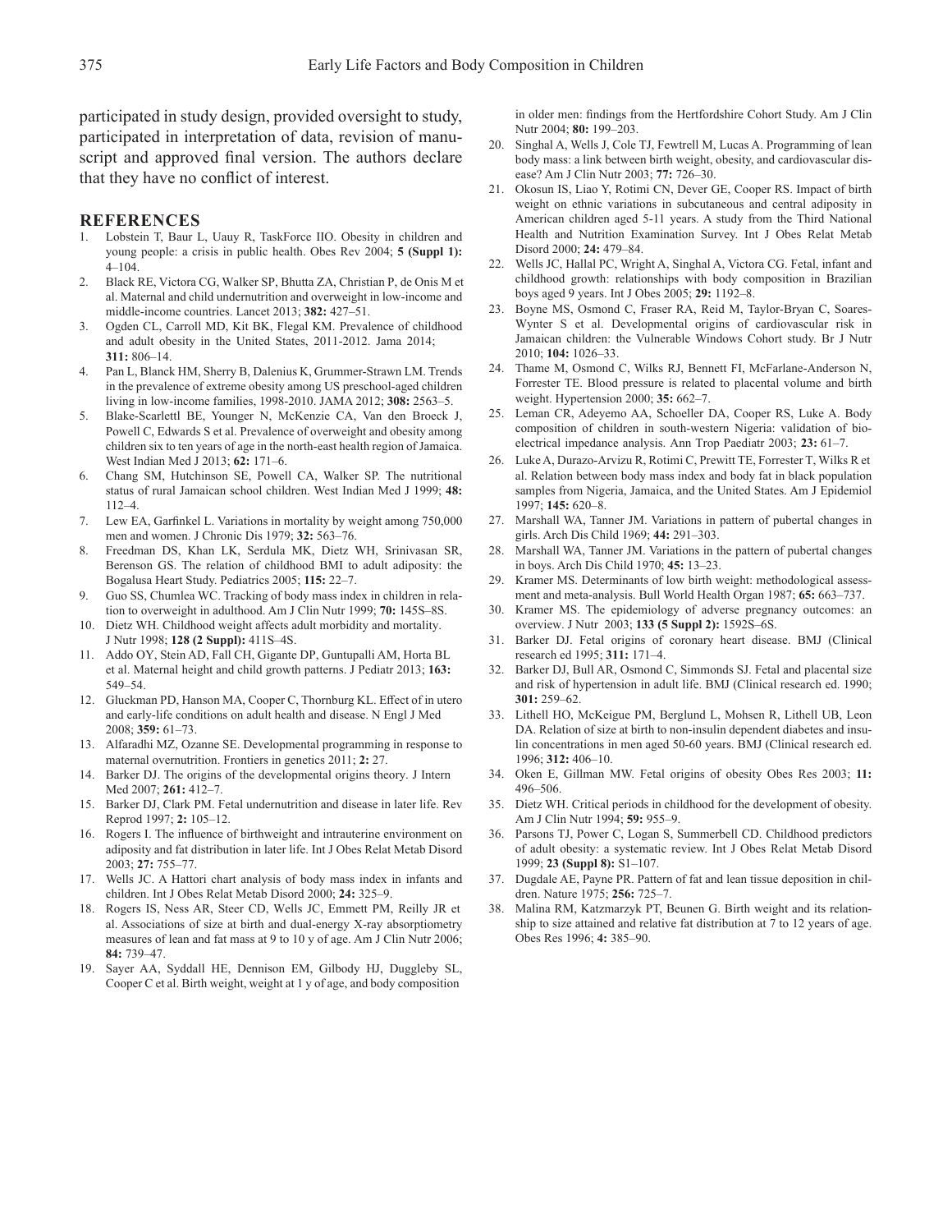participated in study design, provided oversight to study, participated in interpretation of data, revision of manuscript and approved final version. The authors declare that they have no conflict of interest.

## REFERENCES

1. Lobstein T, Baur L, Uauy R, TaskForce IIO. Obesity in children and young people: a crisis in public health. Obes Rev 2004; **5 (Suppl 1):** 4–104.
2. Black RE, Victora CG, Walker SP, Bhutta ZA, Christian P, de Onis M et al. Maternal and child undernutrition and overweight in low-income and middle-income countries. Lancet 2013; **382:** 427–51.
3. Ogden CL, Carroll MD, Kit BK, Flegal KM. Prevalence of childhood and adult obesity in the United States, 2011-2012. Jama 2014; **311:** 806–14.
4. Pan L, Blanck HM, Sherry B, Dalenius K, Grummer-Strawn LM. Trends in the prevalence of extreme obesity among US preschool-aged children living in low-income families, 1998-2010. JAMA 2012; **308:** 2563–5.
5. Blake-Scarlettl BE, Younger N, McKenzie CA, Van den Broeck J, Powell C, Edwards S et al. Prevalence of overweight and obesity among children six to ten years of age in the north-east health region of Jamaica. West Indian Med J 2013; **62:** 171–6.
6. Chang SM, Hutchinson SE, Powell CA, Walker SP. The nutritional status of rural Jamaican school children. West Indian Med J 1999; **48:** 112–4.
7. Lew EA, Garfinkel L. Variations in mortality by weight among 750,000 men and women. J Chronic Dis 1979; **32:** 563–76.
8. Freedman DS, Khan LK, Serdula MK, Dietz WH, Srinivasan SR, Berenson GS. The relation of childhood BMI to adult adiposity: the Bogalusa Heart Study. Pediatrics 2005; **115:** 22–7.
9. Guo SS, Chumlea WC. Tracking of body mass index in children in relation to overweight in adulthood. Am J Clin Nutr 1999; **70:** 145S–8S.
10. Dietz WH. Childhood weight affects adult morbidity and mortality. J Nutr 1998; **128 (2 Suppl):** 411S–4S.
11. Addo OY, Stein AD, Fall CH, Gigante DP, Guntupalli AM, Horta BL et al. Maternal height and child growth patterns. J Pediatr 2013; **163:** 549–54.
12. Gluckman PD, Hanson MA, Cooper C, Thornburg KL. Effect of in utero and early-life conditions on adult health and disease. N Engl J Med 2008; **359:** 61–73.
13. Alfaradhi MZ, Ozanne SE. Developmental programming in response to maternal overnutrition. Frontiers in genetics 2011; **2:** 27.
14. Barker DJ. The origins of the developmental origins theory. J Intern Med 2007; **261:** 412–7.
15. Barker DJ, Clark PM. Fetal undernutrition and disease in later life. Rev Reprod 1997; **2:** 105–12.
16. Rogers I. The influence of birthweight and intrauterine environment on adiposity and fat distribution in later life. Int J Obes Relat Metab Disord 2003; **27:** 755–77.
17. Wells JC. A Hattori chart analysis of body mass index in infants and children. Int J Obes Relat Metab Disord 2000; **24:** 325–9.
18. Rogers IS, Ness AR, Steer CD, Wells JC, Emmett PM, Reilly JR et al. Associations of size at birth and dual-energy X-ray absorptiometry measures of lean and fat mass at 9 to 10 y of age. Am J Clin Nutr 2006; **84:** 739–47.
19. Sayer AA, Syddall HE, Dennison EM, Gilbody HJ, Duggleby SL, Cooper C et al. Birth weight, weight at 1 y of age, and body composition in older men: findings from the Hertfordshire Cohort Study. Am J Clin Nutr 2004; **80:** 199–203.
20. Singhal A, Wells J, Cole TJ, Fewtrell M, Lucas A. Programming of lean body mass: a link between birth weight, obesity, and cardiovascular disease? Am J Clin Nutr 2003; **77:** 726–30.
21. Okosun IS, Liao Y, Rotimi CN, Dever GE, Cooper RS. Impact of birth weight on ethnic variations in subcutaneous and central adiposity in American children aged 5-11 years. A study from the Third National Health and Nutrition Examination Survey. Int J Obes Relat Metab Disord 2000; **24:** 479–84.
22. Wells JC, Hallal PC, Wright A, Singhal A, Victora CG. Fetal, infant and childhood growth: relationships with body composition in Brazilian boys aged 9 years. Int J Obes 2005; **29:** 1192–8.
23. Boyne MS, Osmond C, Fraser RA, Reid M, Taylor-Bryan C, Soares-Wynter S et al. Developmental origins of cardiovascular risk in Jamaican children: the Vulnerable Windows Cohort study. Br J Nutr 2010; **104:** 1026–33.
24. Thame M, Osmond C, Wilks RJ, Bennett FI, McFarlane-Anderson N, Forrester TE. Blood pressure is related to placental volume and birth weight. Hypertension 2000; **35:** 662–7.
25. Leman CR, Adeyemo AA, Schoeller DA, Cooper RS, Luke A. Body composition of children in south-western Nigeria: validation of bio-electrical impedance analysis. Ann Trop Paediatr 2003; **23:** 61–7.
26. Luke A, Durazo-Arvizu R, Rotimi C, Prewitt TE, Forrester T, Wilks R et al. Relation between body mass index and body fat in black population samples from Nigeria, Jamaica, and the United States. Am J Epidemiol 1997; **145:** 620–8.
27. Marshall WA, Tanner JM. Variations in pattern of pubertal changes in girls. Arch Dis Child 1969; **44:** 291–303.
28. Marshall WA, Tanner JM. Variations in the pattern of pubertal changes in boys. Arch Dis Child 1970; **45:** 13–23.
29. Kramer MS. Determinants of low birth weight: methodological assessment and meta-analysis. Bull World Health Organ 1987; **65:** 663–737.
30. Kramer MS. The epidemiology of adverse pregnancy outcomes: an overview. J Nutr 2003; **133 (5 Suppl 2):** 1592S–6S.
31. Barker DJ. Fetal origins of coronary heart disease. BMJ (Clinical research ed 1995; **311:** 171–4.
32. Barker DJ, Bull AR, Osmond C, Simmonds SJ. Fetal and placental size and risk of hypertension in adult life. BMJ (Clinical research ed. 1990; **301:** 259–62.
33. Lithell HO, McKeigue PM, Berglund L, Mohsen R, Lithell UB, Leon DA. Relation of size at birth to non-insulin dependent diabetes and insulin concentrations in men aged 50-60 years. BMJ (Clinical research ed. 1996; **312:** 406–10.
34. Oken E, Gillman MW. Fetal origins of obesity Obes Res 2003; **11:** 496–506.
35. Dietz WH. Critical periods in childhood for the development of obesity. Am J Clin Nutr 1994; **59:** 955–9.
36. Parsons TJ, Power C, Logan S, Summerbell CD. Childhood predictors of adult obesity: a systematic review. Int J Obes Relat Metab Disord 1999; **23 (Suppl 8):** S1–107.
37. Dugdale AE, Payne PR. Pattern of fat and lean tissue deposition in children. Nature 1975; **256:** 725–7.
38. Malina RM, Katzmarzyk PT, Beunen G. Birth weight and its relationship to size attained and relative fat distribution at 7 to 12 years of age. Obes Res 1996; **4:** 385–90.